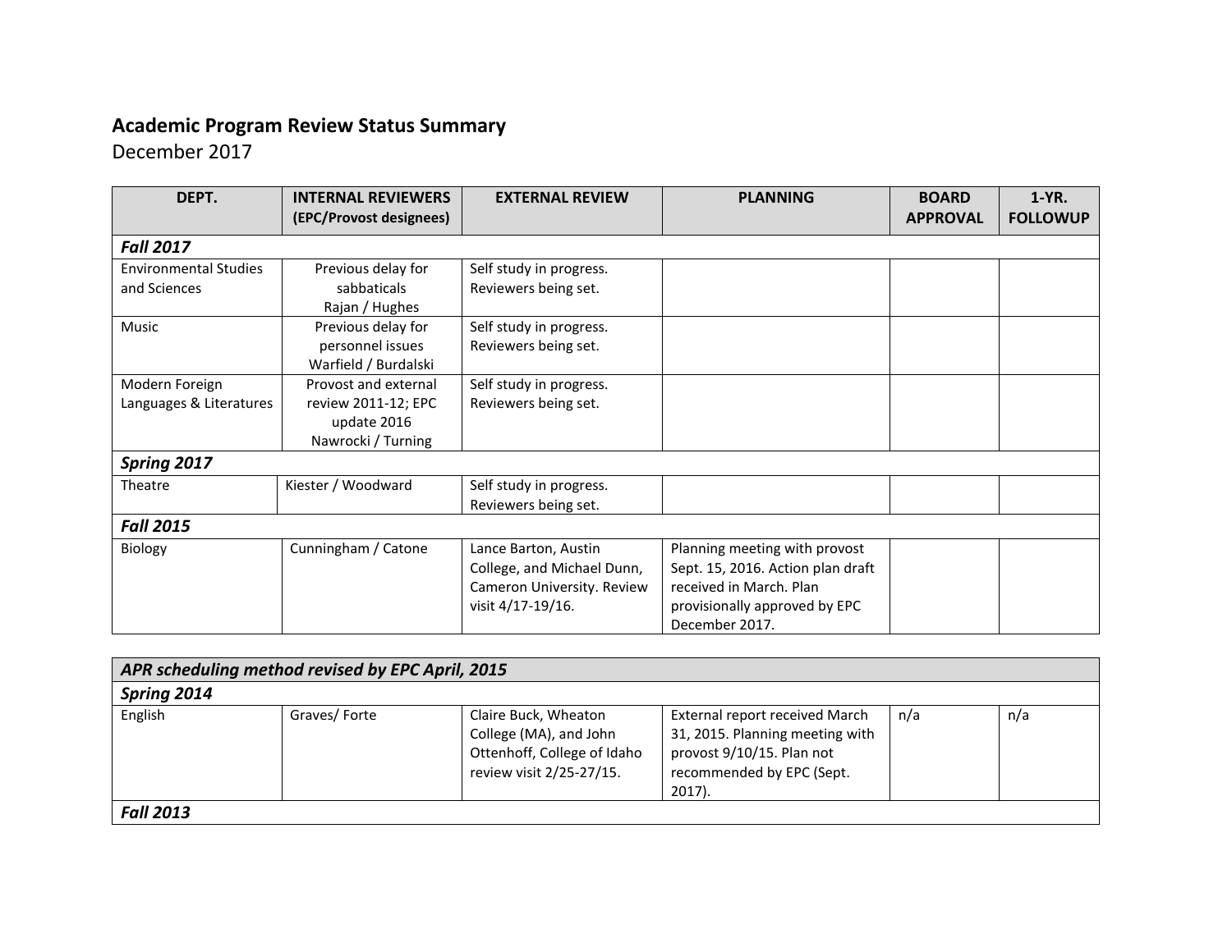## Academic Program Review Status Summary

December 2017

| DEPT. | INTERNAL REVIEWERS (EPC/Provost designees) | EXTERNAL REVIEW | PLANNING | BOARD APPROVAL | 1-YR. FOLLOWUP |
|---|---|---|---|---|---|
| ***Fall 2017*** | | | | | |
| Environmental Studies and Sciences | Previous delay for sabbaticals Rajan / Hughes | Self study in progress. Reviewers being set. | | | |
| Music | Previous delay for personnel issues Warfield / Burdalski | Self study in progress. Reviewers being set. | | | |
| Modern Foreign Languages & Literatures | Provost and external review 2011-12; EPC update 2016 Nawrocki / Turning | Self study in progress. Reviewers being set. | | | |
| ***Spring 2017*** | | | | | |
| Theatre | Kiester / Woodward | Self study in progress. Reviewers being set. | | | |
| ***Fall 2015*** | | | | | |
| Biology | Cunningham / Catone | Lance Barton, Austin College, and Michael Dunn, Cameron University. Review visit 4/17-19/16. | Planning meeting with provost Sept. 15, 2016. Action plan draft received in March. Plan provisionally approved by EPC December 2017. | | |

| ***APR scheduling method revised by EPC April, 2015*** | | | | | |
|---|---|---|---|---|---|
| ***Spring 2014*** | | | | | |
| English | Graves/ Forte | Claire Buck, Wheaton College (MA), and John Ottenhoff, College of Idaho review visit 2/25-27/15. | External report received March 31, 2015. Planning meeting with provost 9/10/15. Plan not recommended by EPC (Sept. 2017). | n/a | n/a |
| ***Fall 2013*** | | | | | |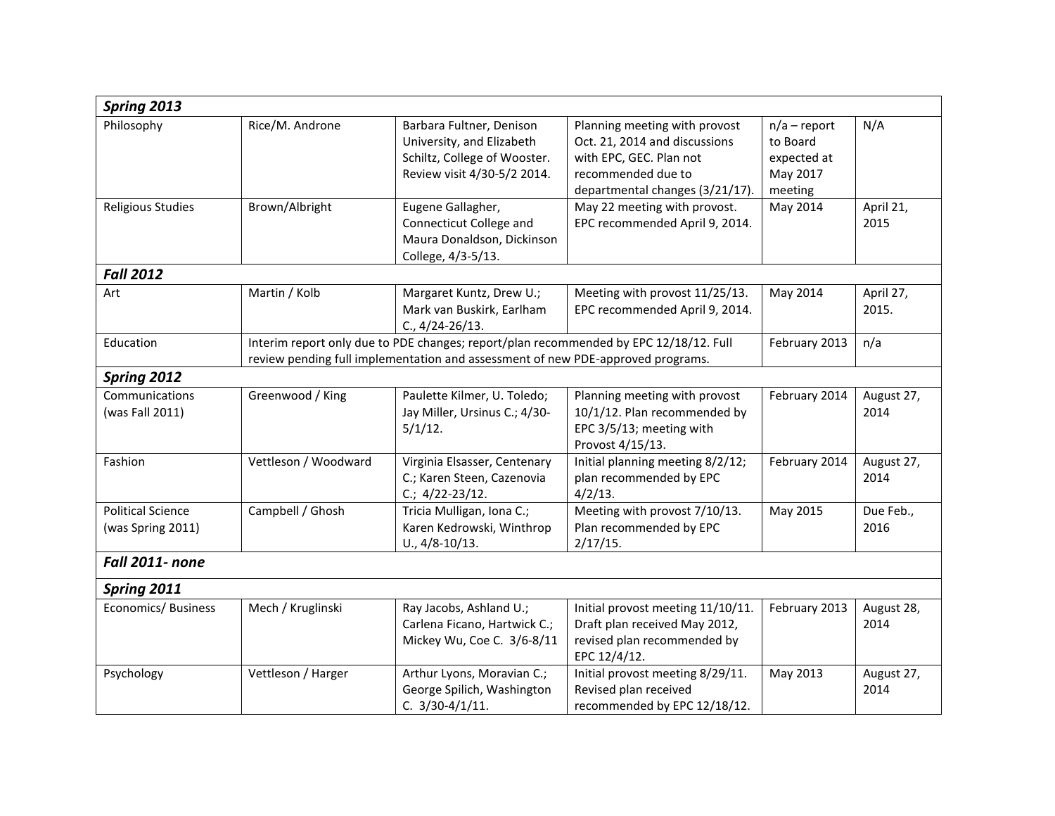| | | | | | |
|---|---|---|---|---|---|
| ***Spring 2013*** | | | | | |
| Philosophy | Rice/M. Androne | Barbara Fultner, Denison University, and Elizabeth Schiltz, College of Wooster. Review visit 4/30-5/2 2014. | Planning meeting with provost Oct. 21, 2014 and discussions with EPC, GEC. Plan not recommended due to departmental changes (3/21/17). | n/a – report to Board expected at May 2017 meeting | N/A |
| Religious Studies | Brown/Albright | Eugene Gallagher, Connecticut College and Maura Donaldson, Dickinson College, 4/3-5/13. | May 22 meeting with provost. EPC recommended April 9, 2014. | May 2014 | April 21, 2015 |
| ***Fall 2012*** | | | | | |
| Art | Martin / Kolb | Margaret Kuntz, Drew U.; Mark van Buskirk, Earlham C., 4/24-26/13. | Meeting with provost 11/25/13. EPC recommended April 9, 2014. | May 2014 | April 27, 2015. |
| Education | Interim report only due to PDE changes; report/plan recommended by EPC 12/18/12. Full review pending full implementation and assessment of new PDE-approved programs. | | | February 2013 | n/a |
| ***Spring 2012*** | | | | | |
| Communications (was Fall 2011) | Greenwood / King | Paulette Kilmer, U. Toledo; Jay Miller, Ursinus C.; 4/30-5/1/12. | Planning meeting with provost 10/1/12. Plan recommended by EPC 3/5/13; meeting with Provost 4/15/13. | February 2014 | August 27, 2014 |
| Fashion | Vettleson / Woodward | Virginia Elsasser, Centenary C.; Karen Steen, Cazenovia C.; 4/22-23/12. | Initial planning meeting 8/2/12; plan recommended by EPC 4/2/13. | February 2014 | August 27, 2014 |
| Political Science (was Spring 2011) | Campbell / Ghosh | Tricia Mulligan, Iona C.; Karen Kedrowski, Winthrop U., 4/8-10/13. | Meeting with provost 7/10/13. Plan recommended by EPC 2/17/15. | May 2015 | Due Feb., 2016 |
| ***Fall 2011- none*** | | | | | |
| ***Spring 2011*** | | | | | |
| Economics/ Business | Mech / Kruglinski | Ray Jacobs, Ashland U.; Carlena Ficano, Hartwick C.; Mickey Wu, Coe C. 3/6-8/11 | Initial provost meeting 11/10/11. Draft plan received May 2012, revised plan recommended by EPC 12/4/12. | February 2013 | August 28, 2014 |
| Psychology | Vettleson / Harger | Arthur Lyons, Moravian C.; George Spilich, Washington C. 3/30-4/1/11. | Initial provost meeting 8/29/11. Revised plan received recommended by EPC 12/18/12. | May 2013 | August 27, 2014 |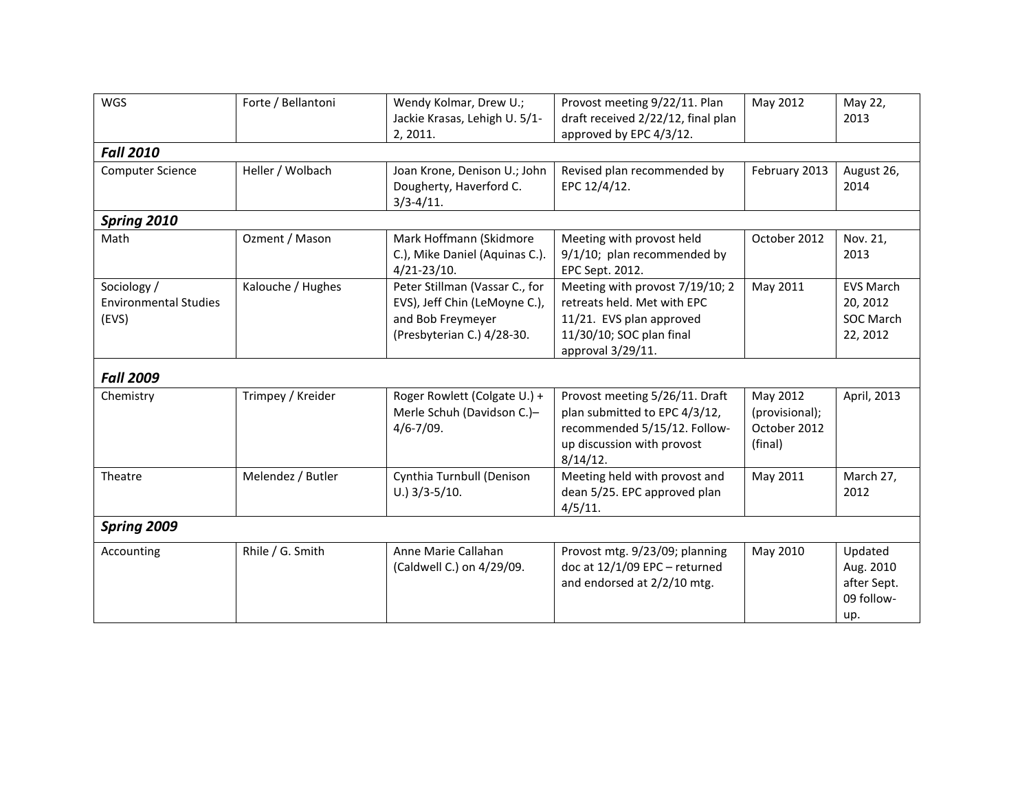| | | | | | |
|---|---|---|---|---|---|
| WGS | Forte / Bellantoni | Wendy Kolmar, Drew U.; Jackie Krasas, Lehigh U. 5/1-2, 2011. | Provost meeting 9/22/11. Plan draft received 2/22/12, final plan approved by EPC 4/3/12. | May 2012 | May 22, 2013 |
| ***Fall 2010*** | | | | | |
| Computer Science | Heller / Wolbach | Joan Krone, Denison U.; John Dougherty, Haverford C. 3/3-4/11. | Revised plan recommended by EPC 12/4/12. | February 2013 | August 26, 2014 |
| ***Spring 2010*** | | | | | |
| Math | Ozment / Mason | Mark Hoffmann (Skidmore C.), Mike Daniel (Aquinas C.). 4/21-23/10. | Meeting with provost held 9/1/10; plan recommended by EPC Sept. 2012. | October 2012 | Nov. 21, 2013 |
| Sociology / Environmental Studies (EVS) | Kalouche / Hughes | Peter Stillman (Vassar C., for EVS), Jeff Chin (LeMoyne C.), and Bob Freymeyer (Presbyterian C.) 4/28-30. | Meeting with provost 7/19/10; 2 retreats held. Met with EPC 11/21. EVS plan approved 11/30/10; SOC plan final approval 3/29/11. | May 2011 | EVS March 20, 2012 SOC March 22, 2012 |
| ***Fall 2009*** | | | | | |
| Chemistry | Trimpey / Kreider | Roger Rowlett (Colgate U.) + Merle Schuh (Davidson C.)– 4/6-7/09. | Provost meeting 5/26/11. Draft plan submitted to EPC 4/3/12, recommended 5/15/12. Follow-up discussion with provost 8/14/12. | May 2012 (provisional); October 2012 (final) | April, 2013 |
| Theatre | Melendez / Butler | Cynthia Turnbull (Denison U.) 3/3-5/10. | Meeting held with provost and dean 5/25. EPC approved plan 4/5/11. | May 2011 | March 27, 2012 |
| ***Spring 2009*** | | | | | |
| Accounting | Rhile / G. Smith | Anne Marie Callahan (Caldwell C.) on 4/29/09. | Provost mtg. 9/23/09; planning doc at 12/1/09 EPC – returned and endorsed at 2/2/10 mtg. | May 2010 | Updated Aug. 2010 after Sept. 09 follow-up. |